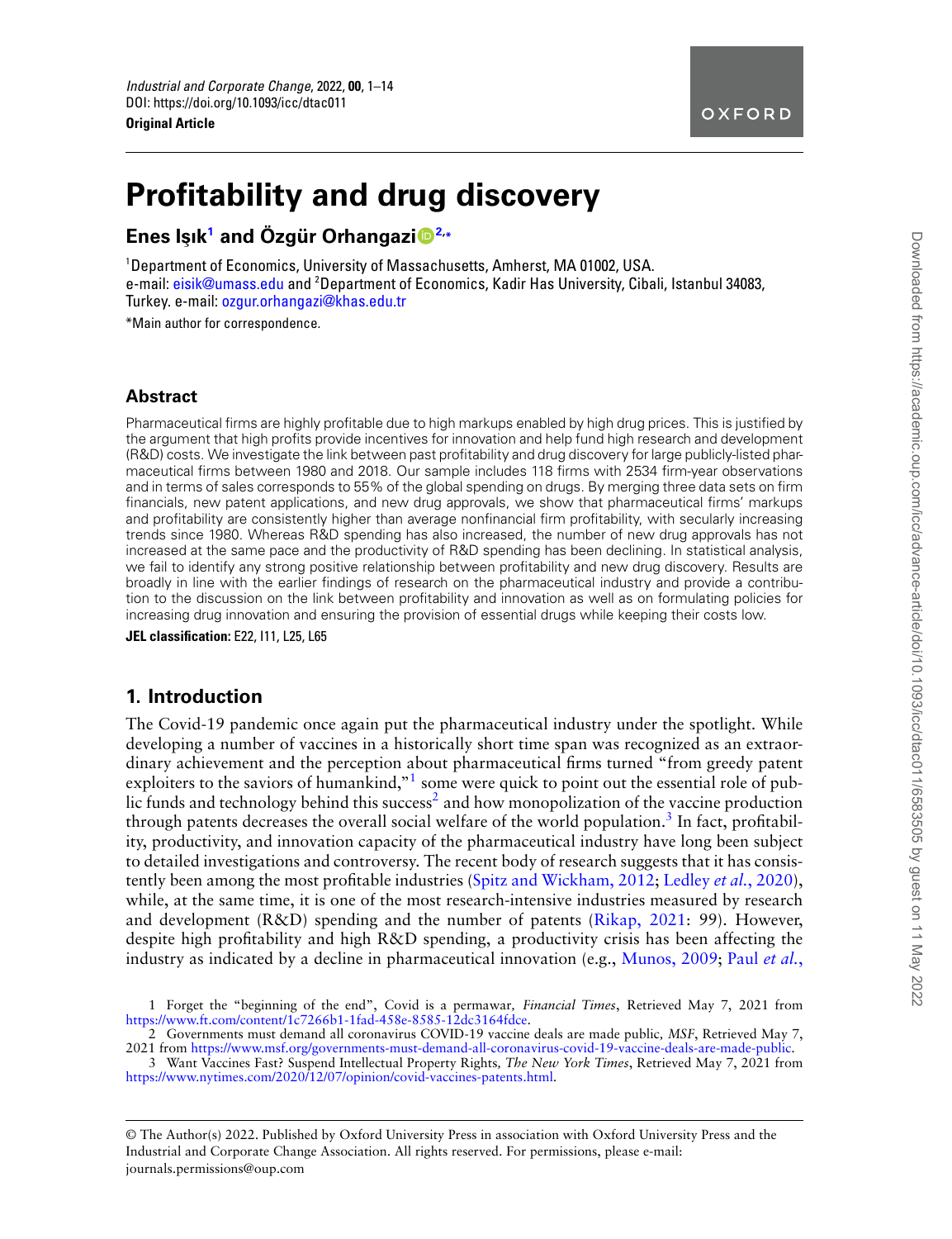Original Article

# Profitability and drug discovery

**Enes Işık[1] and Özgür Orhangazi[2,*]**

[1]Department of Economics, University of Massachusetts, Amherst, MA 01002, USA. e-mail: eisik@umass.edu and [2]Department of Economics, Kadir Has University, Cibali, Istanbul 34083, Turkey. e-mail: ozgur.orhangazi@khas.edu.tr

*Main author for correspondence.

## Abstract

Pharmaceutical firms are highly profitable due to high markups enabled by high drug prices. This is justified by the argument that high profits provide incentives for innovation and help fund high research and development (R&D) costs. We investigate the link between past profitability and drug discovery for large publicly-listed pharmaceutical firms between 1980 and 2018. Our sample includes 118 firms with 2534 firm-year observations and in terms of sales corresponds to 55% of the global spending on drugs. By merging three data sets on firm financials, new patent applications, and new drug approvals, we show that pharmaceutical firms' markups and profitability are consistently higher than average nonfinancial firm profitability, with secularly increasing trends since 1980. Whereas R&D spending has also increased, the number of new drug approvals has not increased at the same pace and the productivity of R&D spending has been declining. In statistical analysis, we fail to identify any strong positive relationship between profitability and new drug discovery. Results are broadly in line with the earlier findings of research on the pharmaceutical industry and provide a contribution to the discussion on the link between profitability and innovation as well as on formulating policies for increasing drug innovation and ensuring the provision of essential drugs while keeping their costs low.

**JEL classification:** E22, I11, L25, L65

## 1. Introduction

The Covid-19 pandemic once again put the pharmaceutical industry under the spotlight. While developing a number of vaccines in a historically short time span was recognized as an extraordinary achievement and the perception about pharmaceutical firms turned "from greedy patent exploiters to the saviors of humankind,"[1] some were quick to point out the essential role of public funds and technology behind this success[2] and how monopolization of the vaccine production through patents decreases the overall social welfare of the world population.[3] In fact, profitability, productivity, and innovation capacity of the pharmaceutical industry have long been subject to detailed investigations and controversy. The recent body of research suggests that it has consistently been among the most profitable industries (Spitz and Wickham, 2012; Ledley *et al.*, 2020), while, at the same time, it is one of the most research-intensive industries measured by research and development (R&D) spending and the number of patents (Rikap, 2021: 99). However, despite high profitability and high R&D spending, a productivity crisis has been affecting the industry as indicated by a decline in pharmaceutical innovation (e.g., Munos, 2009; Paul *et al.*,

1 Forget the "beginning of the end", Covid is a permawar, *Financial Times*, Retrieved May 7, 2021 from https://www.ft.com/content/1c7266b1-1fad-458e-8585-12dc3164fdce.

2 Governments must demand all coronavirus COVID-19 vaccine deals are made public, *MSF*, Retrieved May 7, 2021 from https://www.msf.org/governments-must-demand-all-coronavirus-covid-19-vaccine-deals-are-made-public.

3 Want Vaccines Fast? Suspend Intellectual Property Rights, *The New York Times*, Retrieved May 7, 2021 from https://www.nytimes.com/2020/12/07/opinion/covid-vaccines-patents.html.

© The Author(s) 2022. Published by Oxford University Press in association with Oxford University Press and the Industrial and Corporate Change Association. All rights reserved. For permissions, please e-mail: journals.permissions@oup.com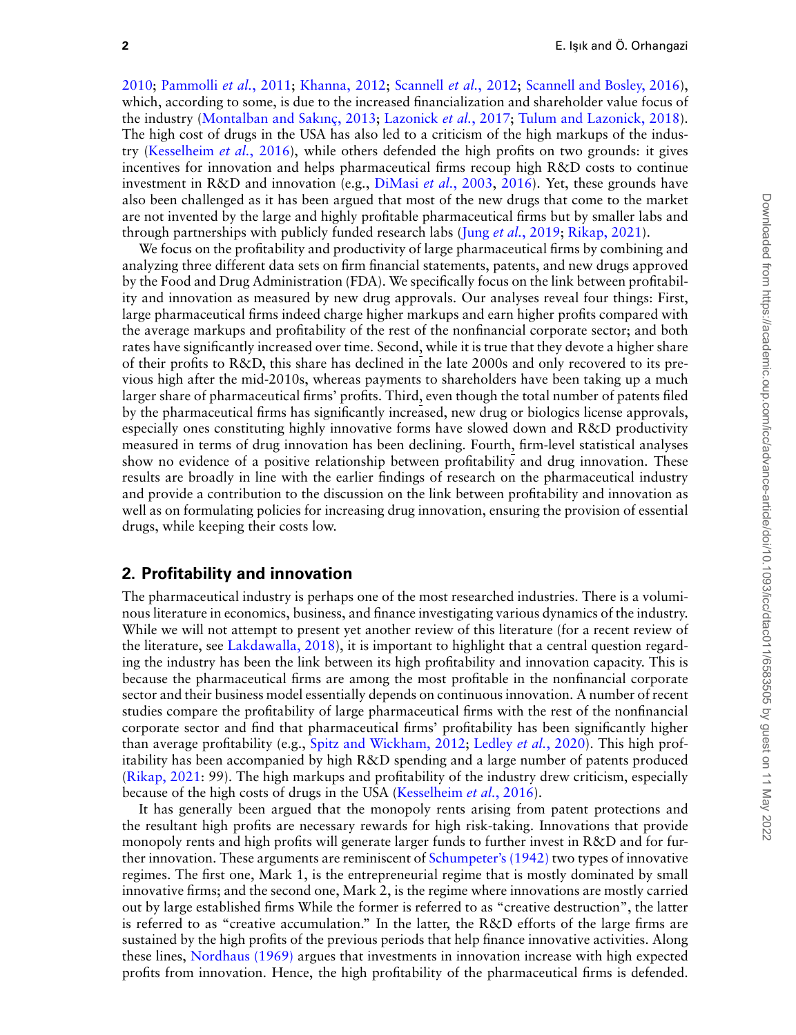2010; Pammolli *et al.*, 2011; Khanna, 2012; Scannell *et al.*, 2012; Scannell and Bosley, 2016), which, according to some, is due to the increased financialization and shareholder value focus of the industry (Montalban and Sakınç, 2013; Lazonick *et al.*, 2017; Tulum and Lazonick, 2018). The high cost of drugs in the USA has also led to a criticism of the high markups of the industry (Kesselheim *et al.*, 2016), while others defended the high profits on two grounds: it gives incentives for innovation and helps pharmaceutical firms recoup high R&D costs to continue investment in R&D and innovation (e.g., DiMasi *et al.*, 2003, 2016). Yet, these grounds have also been challenged as it has been argued that most of the new drugs that come to the market are not invented by the large and highly profitable pharmaceutical firms but by smaller labs and through partnerships with publicly funded research labs (Jung *et al.*, 2019; Rikap, 2021).

We focus on the profitability and productivity of large pharmaceutical firms by combining and analyzing three different data sets on firm financial statements, patents, and new drugs approved by the Food and Drug Administration (FDA). We specifically focus on the link between profitability and innovation as measured by new drug approvals. Our analyses reveal four things: First, large pharmaceutical firms indeed charge higher markups and earn higher profits compared with the average markups and profitability of the rest of the nonfinancial corporate sector; and both rates have significantly increased over time. Second, while it is true that they devote a higher share of their profits to R&D, this share has declined in the late 2000s and only recovered to its previous high after the mid-2010s, whereas payments to shareholders have been taking up a much larger share of pharmaceutical firms' profits. Third, even though the total number of patents filed by the pharmaceutical firms has significantly increased, new drug or biologics license approvals, especially ones constituting highly innovative forms have slowed down and R&D productivity measured in terms of drug innovation has been declining. Fourth, firm-level statistical analyses show no evidence of a positive relationship between profitability and drug innovation. These results are broadly in line with the earlier findings of research on the pharmaceutical industry and provide a contribution to the discussion on the link between profitability and innovation as well as on formulating policies for increasing drug innovation, ensuring the provision of essential drugs, while keeping their costs low.

## 2. Profitability and innovation

The pharmaceutical industry is perhaps one of the most researched industries. There is a voluminous literature in economics, business, and finance investigating various dynamics of the industry. While we will not attempt to present yet another review of this literature (for a recent review of the literature, see Lakdawalla, 2018), it is important to highlight that a central question regarding the industry has been the link between its high profitability and innovation capacity. This is because the pharmaceutical firms are among the most profitable in the nonfinancial corporate sector and their business model essentially depends on continuous innovation. A number of recent studies compare the profitability of large pharmaceutical firms with the rest of the nonfinancial corporate sector and find that pharmaceutical firms' profitability has been significantly higher than average profitability (e.g., Spitz and Wickham, 2012; Ledley *et al.*, 2020). This high profitability has been accompanied by high R&D spending and a large number of patents produced (Rikap, 2021: 99). The high markups and profitability of the industry drew criticism, especially because of the high costs of drugs in the USA (Kesselheim *et al.*, 2016).

It has generally been argued that the monopoly rents arising from patent protections and the resultant high profits are necessary rewards for high risk-taking. Innovations that provide monopoly rents and high profits will generate larger funds to further invest in R&D and for further innovation. These arguments are reminiscent of Schumpeter's (1942) two types of innovative regimes. The first one, Mark 1, is the entrepreneurial regime that is mostly dominated by small innovative firms; and the second one, Mark 2, is the regime where innovations are mostly carried out by large established firms While the former is referred to as "creative destruction", the latter is referred to as "creative accumulation." In the latter, the R&D efforts of the large firms are sustained by the high profits of the previous periods that help finance innovative activities. Along these lines, Nordhaus (1969) argues that investments in innovation increase with high expected profits from innovation. Hence, the high profitability of the pharmaceutical firms is defended.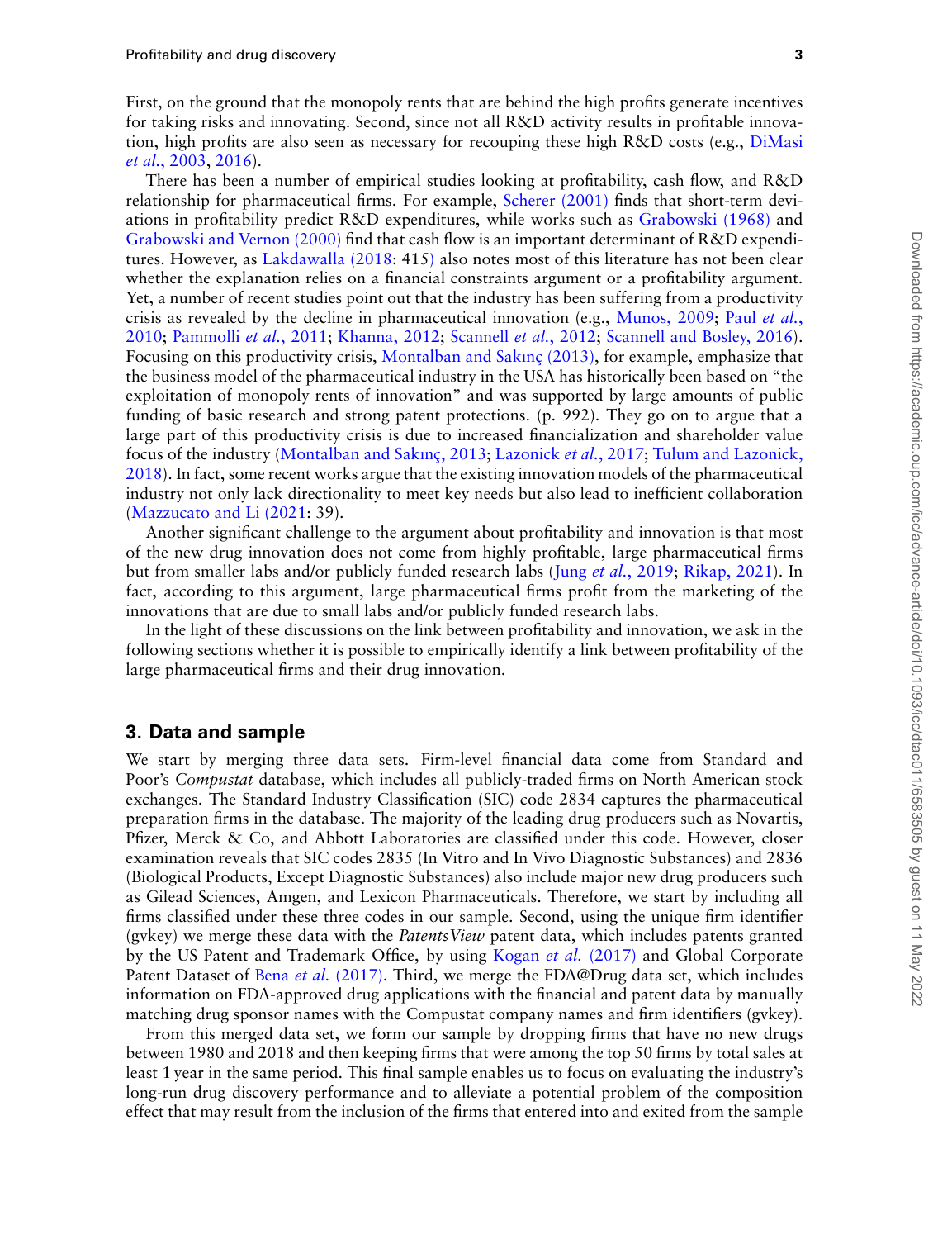First, on the ground that the monopoly rents that are behind the high profits generate incentives for taking risks and innovating. Second, since not all R&D activity results in profitable innovation, high profits are also seen as necessary for recouping these high R&D costs (e.g., DiMasi *et al.*, 2003, 2016).

There has been a number of empirical studies looking at profitability, cash flow, and R&D relationship for pharmaceutical firms. For example, Scherer (2001) finds that short-term deviations in profitability predict R&D expenditures, while works such as Grabowski (1968) and Grabowski and Vernon (2000) find that cash flow is an important determinant of R&D expenditures. However, as Lakdawalla (2018: 415) also notes most of this literature has not been clear whether the explanation relies on a financial constraints argument or a profitability argument. Yet, a number of recent studies point out that the industry has been suffering from a productivity crisis as revealed by the decline in pharmaceutical innovation (e.g., Munos, 2009; Paul *et al.*, 2010; Pammolli *et al.*, 2011; Khanna, 2012; Scannell *et al.*, 2012; Scannell and Bosley, 2016). Focusing on this productivity crisis, Montalban and Sakınç (2013), for example, emphasize that the business model of the pharmaceutical industry in the USA has historically been based on "the exploitation of monopoly rents of innovation" and was supported by large amounts of public funding of basic research and strong patent protections. (p. 992). They go on to argue that a large part of this productivity crisis is due to increased financialization and shareholder value focus of the industry (Montalban and Sakınç, 2013; Lazonick *et al.*, 2017; Tulum and Lazonick, 2018). In fact, some recent works argue that the existing innovation models of the pharmaceutical industry not only lack directionality to meet key needs but also lead to inefficient collaboration (Mazzucato and Li (2021: 39).

Another significant challenge to the argument about profitability and innovation is that most of the new drug innovation does not come from highly profitable, large pharmaceutical firms but from smaller labs and/or publicly funded research labs (Jung *et al.*, 2019; Rikap, 2021). In fact, according to this argument, large pharmaceutical firms profit from the marketing of the innovations that are due to small labs and/or publicly funded research labs.

In the light of these discussions on the link between profitability and innovation, we ask in the following sections whether it is possible to empirically identify a link between profitability of the large pharmaceutical firms and their drug innovation.

## 3. Data and sample

We start by merging three data sets. Firm-level financial data come from Standard and Poor's *Compustat* database, which includes all publicly-traded firms on North American stock exchanges. The Standard Industry Classification (SIC) code 2834 captures the pharmaceutical preparation firms in the database. The majority of the leading drug producers such as Novartis, Pfizer, Merck & Co, and Abbott Laboratories are classified under this code. However, closer examination reveals that SIC codes 2835 (In Vitro and In Vivo Diagnostic Substances) and 2836 (Biological Products, Except Diagnostic Substances) also include major new drug producers such as Gilead Sciences, Amgen, and Lexicon Pharmaceuticals. Therefore, we start by including all firms classified under these three codes in our sample. Second, using the unique firm identifier (gvkey) we merge these data with the *PatentsView* patent data, which includes patents granted by the US Patent and Trademark Office, by using Kogan *et al.* (2017) and Global Corporate Patent Dataset of Bena *et al.* (2017). Third, we merge the FDA@Drug data set, which includes information on FDA-approved drug applications with the financial and patent data by manually matching drug sponsor names with the Compustat company names and firm identifiers (gvkey).

From this merged data set, we form our sample by dropping firms that have no new drugs between 1980 and 2018 and then keeping firms that were among the top 50 firms by total sales at least 1 year in the same period. This final sample enables us to focus on evaluating the industry's long-run drug discovery performance and to alleviate a potential problem of the composition effect that may result from the inclusion of the firms that entered into and exited from the sample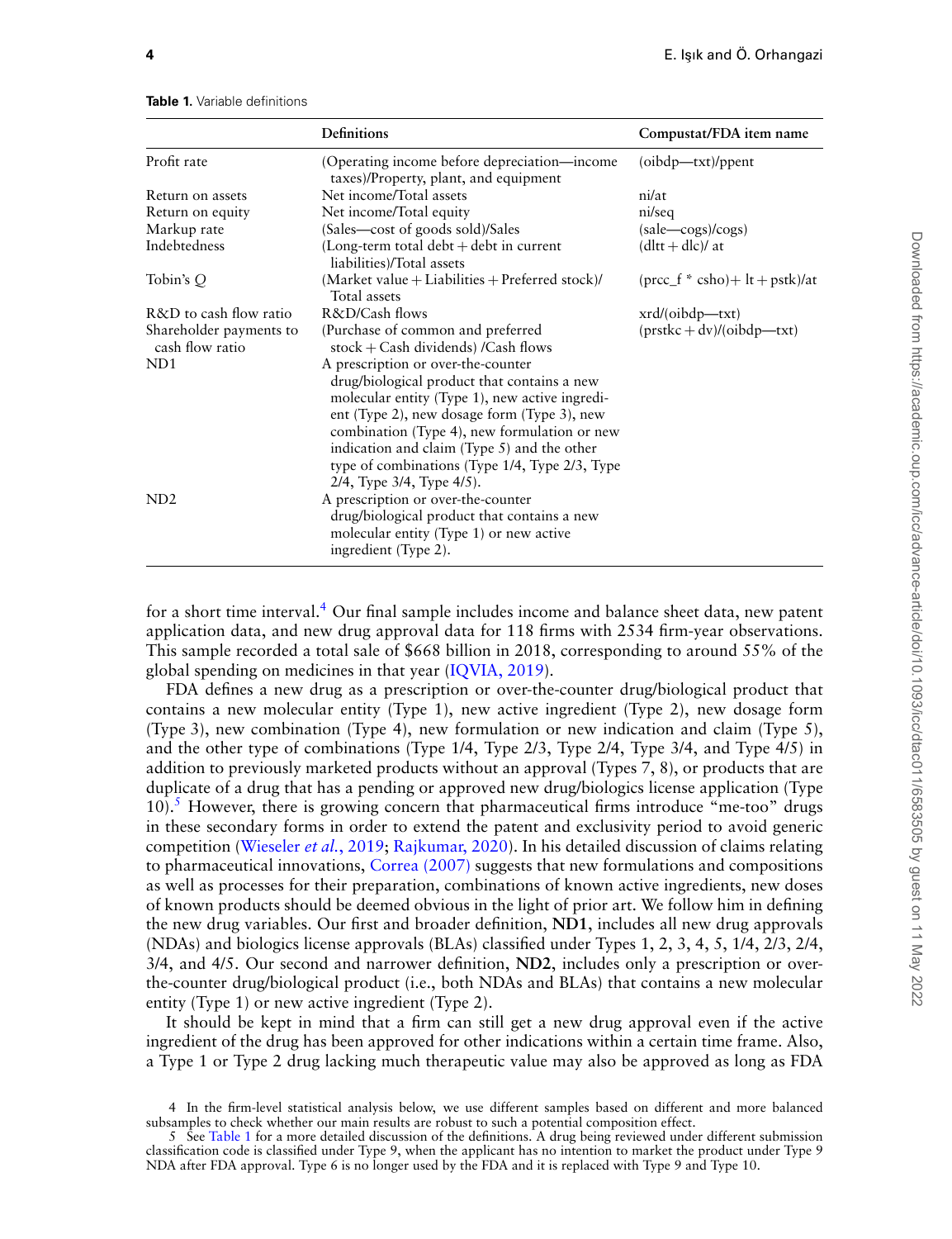**Table 1.** Variable definitions

| | Definitions | Compustat/FDA item name |
|---|---|---|
| Profit rate | (Operating income before depreciation—income taxes)/Property, plant, and equipment | (oibdp—txt)/ppent |
| Return on assets | Net income/Total assets | ni/at |
| Return on equity | Net income/Total equity | ni/seq |
| Markup rate | (Sales—cost of goods sold)/Sales | (sale—cogs)/cogs) |
| Indebtedness | (Long-term total debt + debt in current liabilities)/Total assets | (dltt + dlc)/ at |
| Tobin's *Q* | (Market value + Liabilities + Preferred stock)/ Total assets | (prcc_f * csho)+ lt + pstk)/at |
| R&D to cash flow ratio | R&D/Cash flows | xrd/(oibdp—txt) |
| Shareholder payments to cash flow ratio | (Purchase of common and preferred stock + Cash dividends) /Cash flows | (prstkc + dv)/(oibdp—txt) |
| ND1 | A prescription or over-the-counter drug/biological product that contains a new molecular entity (Type 1), new active ingredient (Type 2), new dosage form (Type 3), new combination (Type 4), new formulation or new indication and claim (Type 5) and the other type of combinations (Type 1/4, Type 2/3, Type 2/4, Type 3/4, Type 4/5). | |
| ND2 | A prescription or over-the-counter drug/biological product that contains a new molecular entity (Type 1) or new active ingredient (Type 2). | |

for a short time interval.[4] Our final sample includes income and balance sheet data, new patent application data, and new drug approval data for 118 firms with 2534 firm-year observations. This sample recorded a total sale of $668 billion in 2018, corresponding to around 55% of the global spending on medicines in that year (IQVIA, 2019).

FDA defines a new drug as a prescription or over-the-counter drug/biological product that contains a new molecular entity (Type 1), new active ingredient (Type 2), new dosage form (Type 3), new combination (Type 4), new formulation or new indication and claim (Type 5), and the other type of combinations (Type 1/4, Type 2/3, Type 2/4, Type 3/4, and Type 4/5) in addition to previously marketed products without an approval (Types 7, 8), or products that are duplicate of a drug that has a pending or approved new drug/biologics license application (Type 10).[5] However, there is growing concern that pharmaceutical firms introduce "me-too" drugs in these secondary forms in order to extend the patent and exclusivity period to avoid generic competition (Wieseler *et al.*, 2019; Rajkumar, 2020). In his detailed discussion of claims relating to pharmaceutical innovations, Correa (2007) suggests that new formulations and compositions as well as processes for their preparation, combinations of known active ingredients, new doses of known products should be deemed obvious in the light of prior art. We follow him in defining the new drug variables. Our first and broader definition, **ND1**, includes all new drug approvals (NDAs) and biologics license approvals (BLAs) classified under Types 1, 2, 3, 4, 5, 1/4, 2/3, 2/4, 3/4, and 4/5. Our second and narrower definition, **ND2**, includes only a prescription or over-the-counter drug/biological product (i.e., both NDAs and BLAs) that contains a new molecular entity (Type 1) or new active ingredient (Type 2).

It should be kept in mind that a firm can still get a new drug approval even if the active ingredient of the drug has been approved for other indications within a certain time frame. Also, a Type 1 or Type 2 drug lacking much therapeutic value may also be approved as long as FDA

4 In the firm-level statistical analysis below, we use different samples based on different and more balanced subsamples to check whether our main results are robust to such a potential composition effect.

5 See Table 1 for a more detailed discussion of the definitions. A drug being reviewed under different submission classification code is classified under Type 9, when the applicant has no intention to market the product under Type 9 NDA after FDA approval. Type 6 is no longer used by the FDA and it is replaced with Type 9 and Type 10.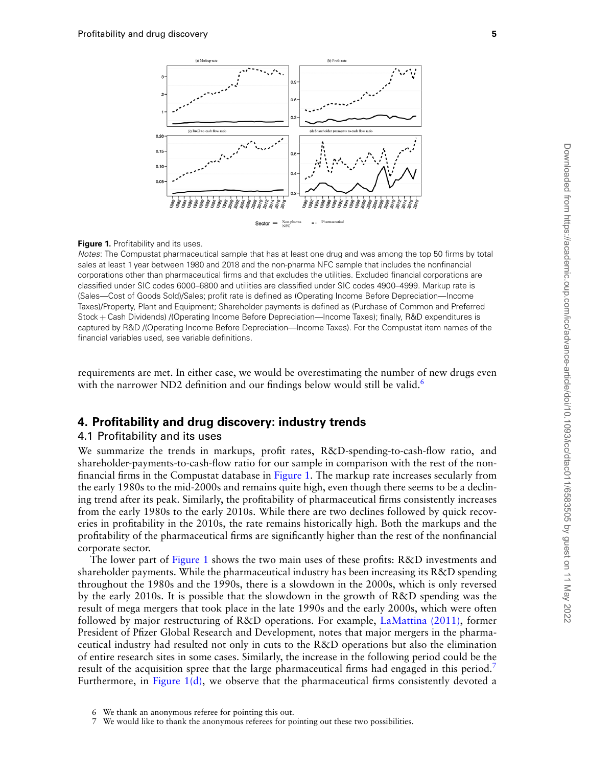**Figure 1.** Profitability and its uses.

*Notes*: The Compustat pharmaceutical sample that has at least one drug and was among the top 50 firms by total sales at least 1 year between 1980 and 2018 and the non-pharma NFC sample that includes the nonfinancial corporations other than pharmaceutical firms and that excludes the utilities. Excluded financial corporations are classified under SIC codes 6000–6800 and utilities are classified under SIC codes 4900–4999. Markup rate is (Sales—Cost of Goods Sold)/Sales; profit rate is defined as (Operating Income Before Depreciation—Income Taxes)/Property, Plant and Equipment; Shareholder payments is defined as (Purchase of Common and Preferred Stock + Cash Dividends) /(Operating Income Before Depreciation—Income Taxes); finally, R&D expenditures is captured by R&D /(Operating Income Before Depreciation—Income Taxes). For the Compustat item names of the financial variables used, see variable definitions.

requirements are met. In either case, we would be overestimating the number of new drugs even with the narrower ND2 definition and our findings below would still be valid.[6]

## 4. Profitability and drug discovery: industry trends

### 4.1 Profitability and its uses

We summarize the trends in markups, profit rates, R&D-spending-to-cash-flow ratio, and shareholder-payments-to-cash-flow ratio for our sample in comparison with the rest of the nonfinancial firms in the Compustat database in Figure 1. The markup rate increases secularly from the early 1980s to the mid-2000s and remains quite high, even though there seems to be a declining trend after its peak. Similarly, the profitability of pharmaceutical firms consistently increases from the early 1980s to the early 2010s. While there are two declines followed by quick recoveries in profitability in the 2010s, the rate remains historically high. Both the markups and the profitability of the pharmaceutical firms are significantly higher than the rest of the nonfinancial corporate sector.

The lower part of Figure 1 shows the two main uses of these profits: R&D investments and shareholder payments. While the pharmaceutical industry has been increasing its R&D spending throughout the 1980s and the 1990s, there is a slowdown in the 2000s, which is only reversed by the early 2010s. It is possible that the slowdown in the growth of R&D spending was the result of mega mergers that took place in the late 1990s and the early 2000s, which were often followed by major restructuring of R&D operations. For example, LaMattina (2011), former President of Pfizer Global Research and Development, notes that major mergers in the pharmaceutical industry had resulted not only in cuts to the R&D operations but also the elimination of entire research sites in some cases. Similarly, the increase in the following period could be the result of the acquisition spree that the large pharmaceutical firms had engaged in this period.[7] Furthermore, in Figure 1(d), we observe that the pharmaceutical firms consistently devoted a

6 We thank an anonymous referee for pointing this out.

7 We would like to thank the anonymous referees for pointing out these two possibilities.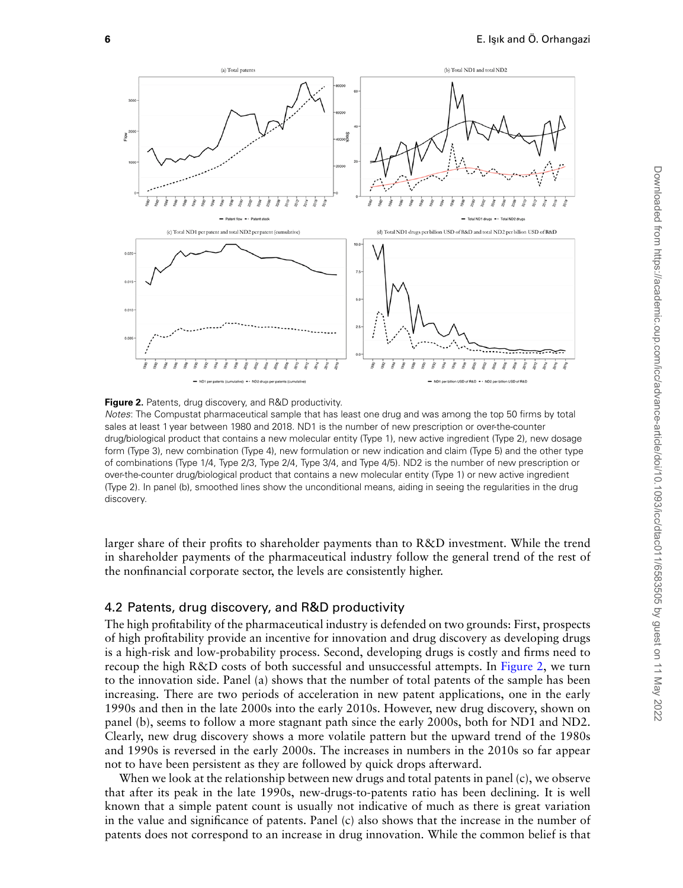**Figure 2.** Patents, drug discovery, and R&D productivity.

*Notes*: The Compustat pharmaceutical sample that has least one drug and was among the top 50 firms by total sales at least 1 year between 1980 and 2018. ND1 is the number of new prescription or over-the-counter drug/biological product that contains a new molecular entity (Type 1), new active ingredient (Type 2), new dosage form (Type 3), new combination (Type 4), new formulation or new indication and claim (Type 5) and the other type of combinations (Type 1/4, Type 2/3, Type 2/4, Type 3/4, and Type 4/5). ND2 is the number of new prescription or over-the-counter drug/biological product that contains a new molecular entity (Type 1) or new active ingredient (Type 2). In panel (b), smoothed lines show the unconditional means, aiding in seeing the regularities in the drug discovery.

larger share of their profits to shareholder payments than to R&D investment. While the trend in shareholder payments of the pharmaceutical industry follow the general trend of the rest of the nonfinancial corporate sector, the levels are consistently higher.

## 4.2 Patents, drug discovery, and R&D productivity

The high profitability of the pharmaceutical industry is defended on two grounds: First, prospects of high profitability provide an incentive for innovation and drug discovery as developing drugs is a high-risk and low-probability process. Second, developing drugs is costly and firms need to recoup the high R&D costs of both successful and unsuccessful attempts. In Figure 2, we turn to the innovation side. Panel (a) shows that the number of total patents of the sample has been increasing. There are two periods of acceleration in new patent applications, one in the early 1990s and then in the late 2000s into the early 2010s. However, new drug discovery, shown on panel (b), seems to follow a more stagnant path since the early 2000s, both for ND1 and ND2. Clearly, new drug discovery shows a more volatile pattern but the upward trend of the 1980s and 1990s is reversed in the early 2000s. The increases in numbers in the 2010s so far appear not to have been persistent as they are followed by quick drops afterward.

When we look at the relationship between new drugs and total patents in panel (c), we observe that after its peak in the late 1990s, new-drugs-to-patents ratio has been declining. It is well known that a simple patent count is usually not indicative of much as there is great variation in the value and significance of patents. Panel (c) also shows that the increase in the number of patents does not correspond to an increase in drug innovation. While the common belief is that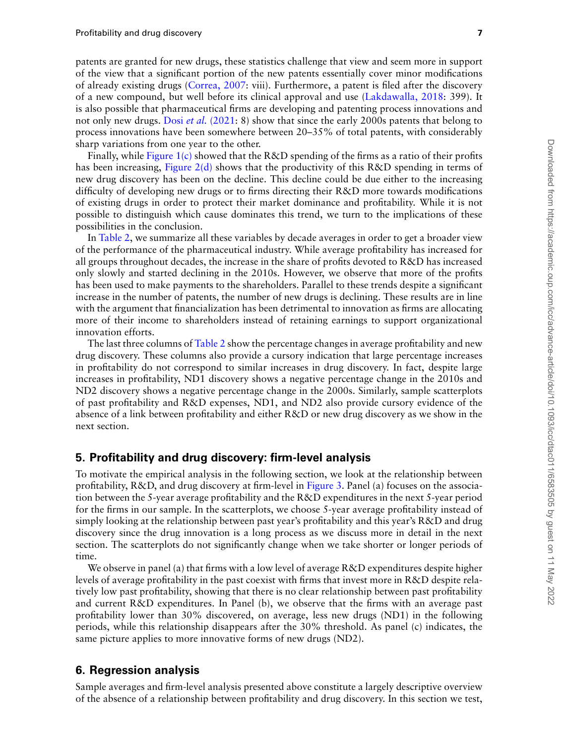patents are granted for new drugs, these statistics challenge that view and seem more in support of the view that a significant portion of the new patents essentially cover minor modifications of already existing drugs (Correa, 2007: viii). Furthermore, a patent is filed after the discovery of a new compound, but well before its clinical approval and use (Lakdawalla, 2018: 399). It is also possible that pharmaceutical firms are developing and patenting process innovations and not only new drugs. Dosi *et al.* (2021: 8) show that since the early 2000s patents that belong to process innovations have been somewhere between 20–35% of total patents, with considerably sharp variations from one year to the other.

Finally, while Figure 1(c) showed that the R&D spending of the firms as a ratio of their profits has been increasing, Figure 2(d) shows that the productivity of this R&D spending in terms of new drug discovery has been on the decline. This decline could be due either to the increasing difficulty of developing new drugs or to firms directing their R&D more towards modifications of existing drugs in order to protect their market dominance and profitability. While it is not possible to distinguish which cause dominates this trend, we turn to the implications of these possibilities in the conclusion.

In Table 2, we summarize all these variables by decade averages in order to get a broader view of the performance of the pharmaceutical industry. While average profitability has increased for all groups throughout decades, the increase in the share of profits devoted to R&D has increased only slowly and started declining in the 2010s. However, we observe that more of the profits has been used to make payments to the shareholders. Parallel to these trends despite a significant increase in the number of patents, the number of new drugs is declining. These results are in line with the argument that financialization has been detrimental to innovation as firms are allocating more of their income to shareholders instead of retaining earnings to support organizational innovation efforts.

The last three columns of Table 2 show the percentage changes in average profitability and new drug discovery. These columns also provide a cursory indication that large percentage increases in profitability do not correspond to similar increases in drug discovery. In fact, despite large increases in profitability, ND1 discovery shows a negative percentage change in the 2010s and ND2 discovery shows a negative percentage change in the 2000s. Similarly, sample scatterplots of past profitability and R&D expenses, ND1, and ND2 also provide cursory evidence of the absence of a link between profitability and either R&D or new drug discovery as we show in the next section.

## 5. Profitability and drug discovery: firm-level analysis

To motivate the empirical analysis in the following section, we look at the relationship between profitability, R&D, and drug discovery at firm-level in Figure 3. Panel (a) focuses on the association between the 5-year average profitability and the R&D expenditures in the next 5-year period for the firms in our sample. In the scatterplots, we choose 5-year average profitability instead of simply looking at the relationship between past year's profitability and this year's R&D and drug discovery since the drug innovation is a long process as we discuss more in detail in the next section. The scatterplots do not significantly change when we take shorter or longer periods of time.

We observe in panel (a) that firms with a low level of average R&D expenditures despite higher levels of average profitability in the past coexist with firms that invest more in R&D despite relatively low past profitability, showing that there is no clear relationship between past profitability and current R&D expenditures. In Panel (b), we observe that the firms with an average past profitability lower than 30% discovered, on average, less new drugs (ND1) in the following periods, while this relationship disappears after the 30% threshold. As panel (c) indicates, the same picture applies to more innovative forms of new drugs (ND2).

## 6. Regression analysis

Sample averages and firm-level analysis presented above constitute a largely descriptive overview of the absence of a relationship between profitability and drug discovery. In this section we test,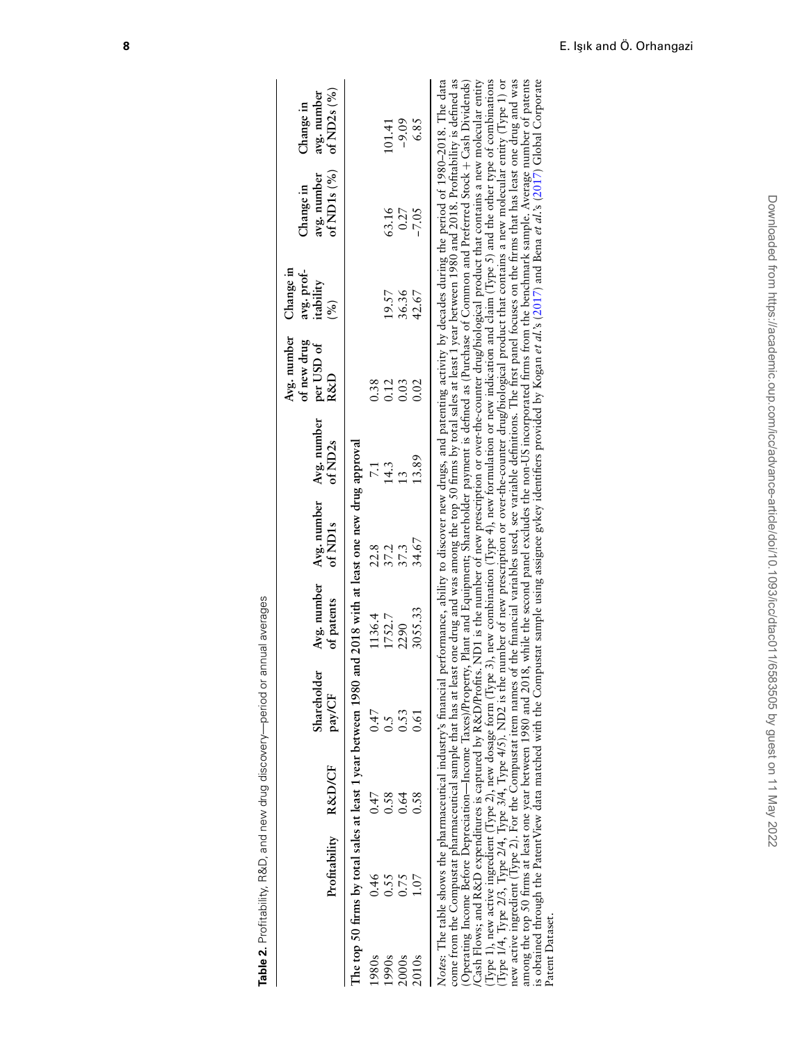**Table 2.** Profitability, R&D, and new drug discovery—period or annual averages

| | Profitability | R&D/CF | Shareholder pay/CF | Avg. number of patents | Avg. number of ND1s | Avg. number of ND2s | Avg. number of new drug per USD of R&D | Change in avg. profitability (%) | Change in avg. number of ND1s (%) | Change in avg. number of ND2s (%) |
|---|---|---|---|---|---|---|---|---|---|---|
| The top 50 firms by total sales at least 1 year between 1980 and 2018 with at least one new drug approval | | | | | | | | | | |
| 1980s | 0.46 | 0.47 | 0.47 | 1136.4 | 22.8 | 7.1 | 0.38 | | | |
| 1990s | 0.55 | 0.58 | 0.5 | 1752.7 | 37.2 | 14.3 | 0.12 | 19.57 | 63.16 | 101.41 |
| 2000s | 0.75 | 0.64 | 0.53 | 2290 | 37.3 | 13 | 0.03 | 36.36 | 0.27 | −9.09 |
| 2010s | 1.07 | 0.58 | 0.61 | 3055.33 | 34.67 | 13.89 | 0.02 | 42.67 | −7.05 | 6.85 |

*Notes*: The table shows the pharmaceutical industry's financial performance, ability to discover new drugs, and patenting activity by decades during the period of 1980–2018. The data come from the Compustat pharmaceutical sample that has at least one drug and was among the top 50 firms by total sales at least 1 year between 1980 and 2018. Profitability is defined as (Operating Income Before Depreciation—Income Taxes)/Property, Plant and Equipment; Shareholder payment is defined as (Purchase of Common and Preferred Stock + Cash Dividends) /Cash Flows; and R&D expenditures is captured by R&D/Profits. ND1 is the number of new prescription or over-the-counter drug/biological product that contains a new molecular entity (Type 1), new active ingredient (Type 2), new dosage form (Type 3), new combination (Type 4), new formulation or new indication and claim (Type 5) and the other type of combinations (Type 1/4, Type 2/3, Type 2/4, Type 3/4, Type 4/5). ND2 is the number of new prescription or over-the-counter drug/biological product that contains a new molecular entity (Type 1) or new active ingredient (Type 2). For the Compustat item names of the financial variables used, see variable definitions. The first panel focuses on the firms that has least one drug and was among the top 50 firms at least one year between 1980 and 2018, while the second panel excludes the non-US incorporated firms from the benchmark sample. Average number of patents is obtained through the PatentView data matched with the Compustat sample using assignee gvkey identifiers provided by Kogan *et al.*'s (2017) and Bena *et al.*'s (2017) Global Corporate Patent Dataset.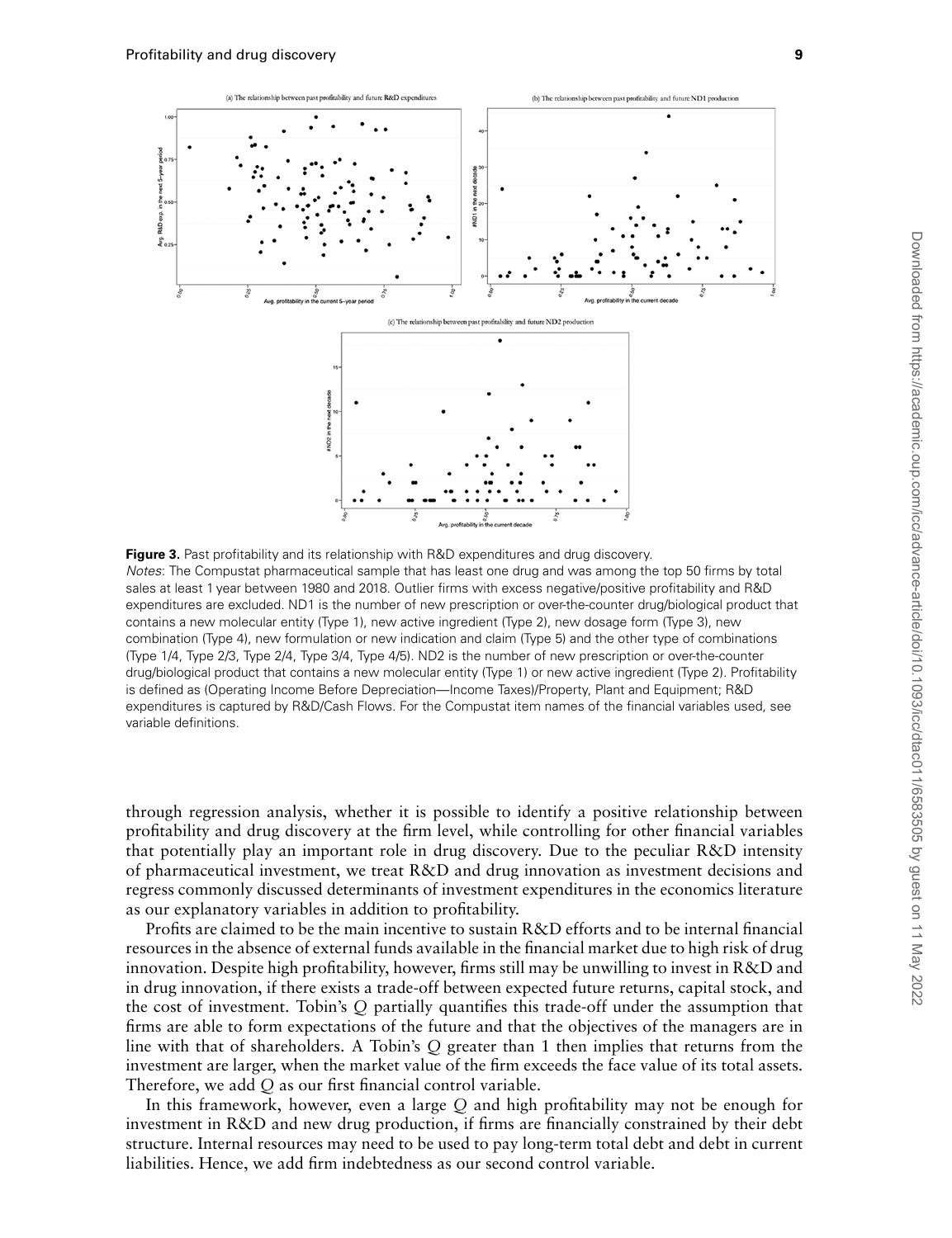**Figure 3.** Past profitability and its relationship with R&D expenditures and drug discovery.

*Notes*: The Compustat pharmaceutical sample that has least one drug and was among the top 50 firms by total sales at least 1 year between 1980 and 2018. Outlier firms with excess negative/positive profitability and R&D expenditures are excluded. ND1 is the number of new prescription or over-the-counter drug/biological product that contains a new molecular entity (Type 1), new active ingredient (Type 2), new dosage form (Type 3), new combination (Type 4), new formulation or new indication and claim (Type 5) and the other type of combinations (Type 1/4, Type 2/3, Type 2/4, Type 3/4, Type 4/5). ND2 is the number of new prescription or over-the-counter drug/biological product that contains a new molecular entity (Type 1) or new active ingredient (Type 2). Profitability is defined as (Operating Income Before Depreciation—Income Taxes)/Property, Plant and Equipment; R&D expenditures is captured by R&D/Cash Flows. For the Compustat item names of the financial variables used, see variable definitions.

through regression analysis, whether it is possible to identify a positive relationship between profitability and drug discovery at the firm level, while controlling for other financial variables that potentially play an important role in drug discovery. Due to the peculiar R&D intensity of pharmaceutical investment, we treat R&D and drug innovation as investment decisions and regress commonly discussed determinants of investment expenditures in the economics literature as our explanatory variables in addition to profitability.

Profits are claimed to be the main incentive to sustain R&D efforts and to be internal financial resources in the absence of external funds available in the financial market due to high risk of drug innovation. Despite high profitability, however, firms still may be unwilling to invest in R&D and in drug innovation, if there exists a trade-off between expected future returns, capital stock, and the cost of investment. Tobin's $Q$ partially quantifies this trade-off under the assumption that firms are able to form expectations of the future and that the objectives of the managers are in line with that of shareholders. A Tobin's $Q$ greater than 1 then implies that returns from the investment are larger, when the market value of the firm exceeds the face value of its total assets. Therefore, we add $Q$ as our first financial control variable.

In this framework, however, even a large $Q$ and high profitability may not be enough for investment in R&D and new drug production, if firms are financially constrained by their debt structure. Internal resources may need to be used to pay long-term total debt and debt in current liabilities. Hence, we add firm indebtedness as our second control variable.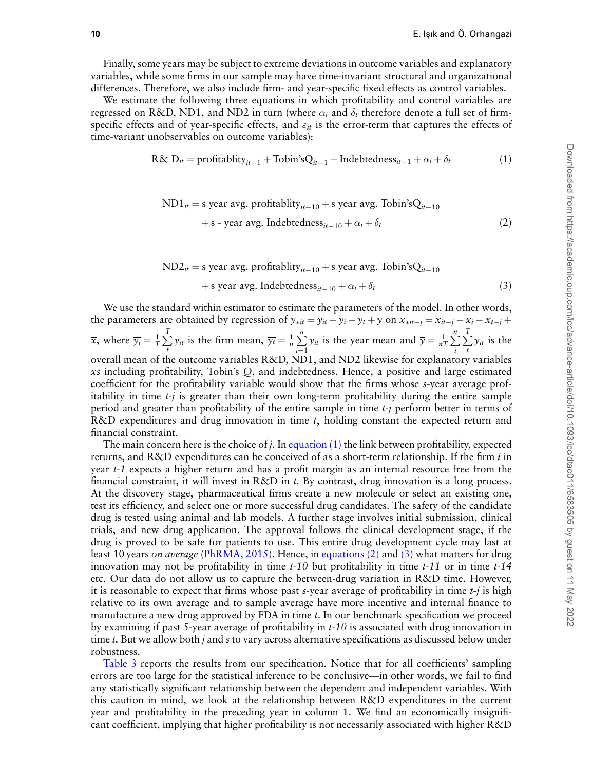Finally, some years may be subject to extreme deviations in outcome variables and explanatory variables, while some firms in our sample may have time-invariant structural and organizational differences. Therefore, we also include firm- and year-specific fixed effects as control variables.

We estimate the following three equations in which profitability and control variables are regressed on R&D, ND1, and ND2 in turn (where $\alpha_i$ and $\delta_t$ therefore denote a full set of firm-specific effects and of year-specific effects, and $\varepsilon_{it}$ is the error-term that captures the effects of time-variant unobservables on outcome variables):

$$\text{R\& D}_{it} = \text{profitablity}_{it-1} + \text{Tobin'sQ}_{it-1} + \text{Indebtedness}_{it-1} + \alpha_i + \delta_t \tag{1}$$

$$\begin{aligned}\text{ND1}_{it} = {} & \text{s year avg. profitablity}_{it-10} + \text{s year avg. Tobin'sQ}_{it-10} \\ & + \text{s - year avg. Indebtedness}_{it-10} + \alpha_i + \delta_t\end{aligned} \tag{2}$$

$$\begin{aligned}\text{ND2}_{it} = {} & \text{s year avg. profitablity}_{it-10} + \text{s year avg. Tobin'sQ}_{it-10} \\ & + \text{s year avg. Indebtedness}_{it-10} + \alpha_i + \delta_t\end{aligned} \tag{3}$$

We use the standard within estimator to estimate the parameters of the model. In other words, the parameters are obtained by regression of $y_{*it} = y_{it} - \overline{y_i} - \overline{y_t} + \overline{\overline{y}}$ on $x_{*it-j} = x_{it-j} - \overline{x_i} - \overline{x_{t-j}} + \overline{\overline{x}}$, where $\overline{y_i} = \frac{1}{T}\sum_{t}^{T} y_{it}$ is the firm mean, $\overline{y_t} = \frac{1}{n}\sum_{i=1}^{n} y_{it}$ is the year mean and $\overline{\overline{y}} = \frac{1}{nT}\sum_{i}^{n}\sum_{t}^{T} y_{it}$ is the overall mean of the outcome variables R&D, ND1, and ND2 likewise for explanatory variables *xs* including profitability, Tobin's *Q*, and indebtedness. Hence, a positive and large estimated coefficient for the profitability variable would show that the firms whose *s*-year average profitability in time *t-j* is greater than their own long-term profitability during the entire sample period and greater than profitability of the entire sample in time *t-j* perform better in terms of R&D expenditures and drug innovation in time *t*, holding constant the expected return and financial constraint.

The main concern here is the choice of *j*. In equation (1) the link between profitability, expected returns, and R&D expenditures can be conceived of as a short-term relationship. If the firm *i* in year *t-1* expects a higher return and has a profit margin as an internal resource free from the financial constraint, it will invest in R&D in *t*. By contrast, drug innovation is a long process. At the discovery stage, pharmaceutical firms create a new molecule or select an existing one, test its efficiency, and select one or more successful drug candidates. The safety of the candidate drug is tested using animal and lab models. A further stage involves initial submission, clinical trials, and new drug application. The approval follows the clinical development stage, if the drug is proved to be safe for patients to use. This entire drug development cycle may last at least 10 years *on average* (PhRMA, 2015). Hence, in equations (2) and (3) what matters for drug innovation may not be profitability in time *t-10* but profitability in time *t-11* or in time *t-14* etc. Our data do not allow us to capture the between-drug variation in R&D time. However, it is reasonable to expect that firms whose past *s*-year average of profitability in time *t-j* is high relative to its own average and to sample average have more incentive and internal finance to manufacture a new drug approved by FDA in time *t*. In our benchmark specification we proceed by examining if past 5-year average of profitability in *t-10* is associated with drug innovation in time *t*. But we allow both *j* and *s* to vary across alternative specifications as discussed below under robustness.

Table 3 reports the results from our specification. Notice that for all coefficients' sampling errors are too large for the statistical inference to be conclusive—in other words, we fail to find any statistically significant relationship between the dependent and independent variables. With this caution in mind, we look at the relationship between R&D expenditures in the current year and profitability in the preceding year in column 1. We find an economically insignificant coefficient, implying that higher profitability is not necessarily associated with higher R&D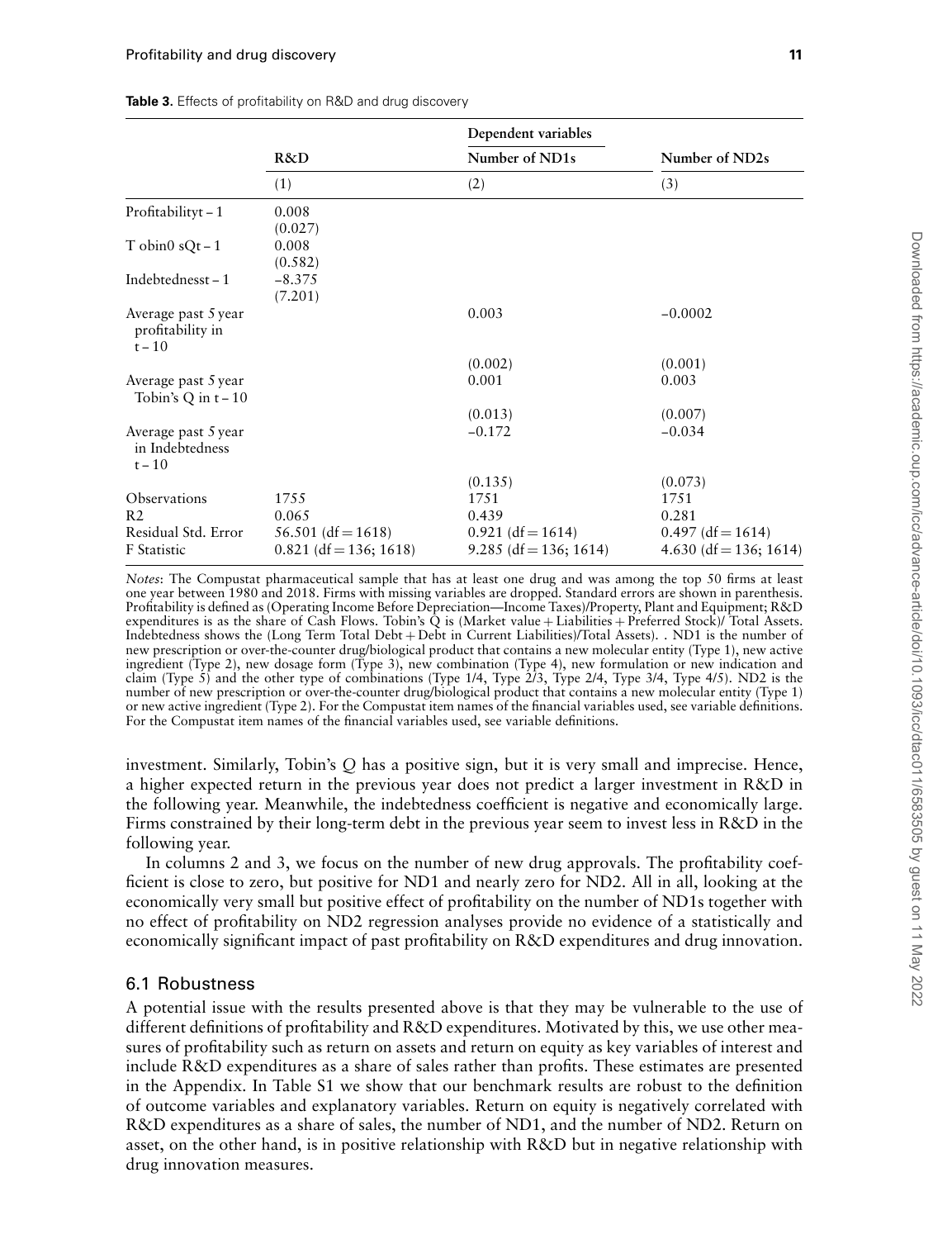**Table 3.** Effects of profitability on R&D and drug discovery

| | Dependent variables | | |
|---|---|---|---|
| | R&D | Number of ND1s | Number of ND2s |
| | (1) | (2) | (3) |
| Profitabilityt – 1 | 0.008 | | |
| | (0.027) | | |
| T obin0 sQt – 1 | 0.008 | | |
| | (0.582) | | |
| Indebtednesst – 1 | −8.375 | | |
| | (7.201) | | |
| Average past 5 year profitability in t – 10 | | 0.003 | −0.0002 |
| | | (0.002) | (0.001) |
| Average past 5 year Tobin's Q in t – 10 | | 0.001 | 0.003 |
| | | (0.013) | (0.007) |
| Average past 5 year in Indebtedness t – 10 | | −0.172 | −0.034 |
| | | (0.135) | (0.073) |
| Observations | 1755 | 1751 | 1751 |
| R2 | 0.065 | 0.439 | 0.281 |
| Residual Std. Error | 56.501 (df = 1618) | 0.921 (df = 1614) | 0.497 (df = 1614) |
| F Statistic | 0.821 (df = 136; 1618) | 9.285 (df = 136; 1614) | 4.630 (df = 136; 1614) |

*Notes*: The Compustat pharmaceutical sample that has at least one drug and was among the top 50 firms at least one year between 1980 and 2018. Firms with missing variables are dropped. Standard errors are shown in parenthesis. Profitability is defined as (Operating Income Before Depreciation—Income Taxes)/Property, Plant and Equipment; R&D expenditures is as the share of Cash Flows. Tobin's Q is (Market value + Liabilities + Preferred Stock)/ Total Assets. Indebtedness shows the (Long Term Total Debt + Debt in Current Liabilities)/Total Assets). . ND1 is the number of new prescription or over-the-counter drug/biological product that contains a new molecular entity (Type 1), new active ingredient (Type 2), new dosage form (Type 3), new combination (Type 4), new formulation or new indication and claim (Type 5) and the other type of combinations (Type 1/4, Type 2/3, Type 2/4, Type 3/4, Type 4/5). ND2 is the number of new prescription or over-the-counter drug/biological product that contains a new molecular entity (Type 1) or new active ingredient (Type 2). For the Compustat item names of the financial variables used, see variable definitions. For the Compustat item names of the financial variables used, see variable definitions.

investment. Similarly, Tobin's *Q* has a positive sign, but it is very small and imprecise. Hence, a higher expected return in the previous year does not predict a larger investment in R&D in the following year. Meanwhile, the indebtedness coefficient is negative and economically large. Firms constrained by their long-term debt in the previous year seem to invest less in R&D in the following year.

In columns 2 and 3, we focus on the number of new drug approvals. The profitability coefficient is close to zero, but positive for ND1 and nearly zero for ND2. All in all, looking at the economically very small but positive effect of profitability on the number of ND1s together with no effect of profitability on ND2 regression analyses provide no evidence of a statistically and economically significant impact of past profitability on R&D expenditures and drug innovation.

## 6.1 Robustness

A potential issue with the results presented above is that they may be vulnerable to the use of different definitions of profitability and R&D expenditures. Motivated by this, we use other measures of profitability such as return on assets and return on equity as key variables of interest and include R&D expenditures as a share of sales rather than profits. These estimates are presented in the Appendix. In Table S1 we show that our benchmark results are robust to the definition of outcome variables and explanatory variables. Return on equity is negatively correlated with R&D expenditures as a share of sales, the number of ND1, and the number of ND2. Return on asset, on the other hand, is in positive relationship with R&D but in negative relationship with drug innovation measures.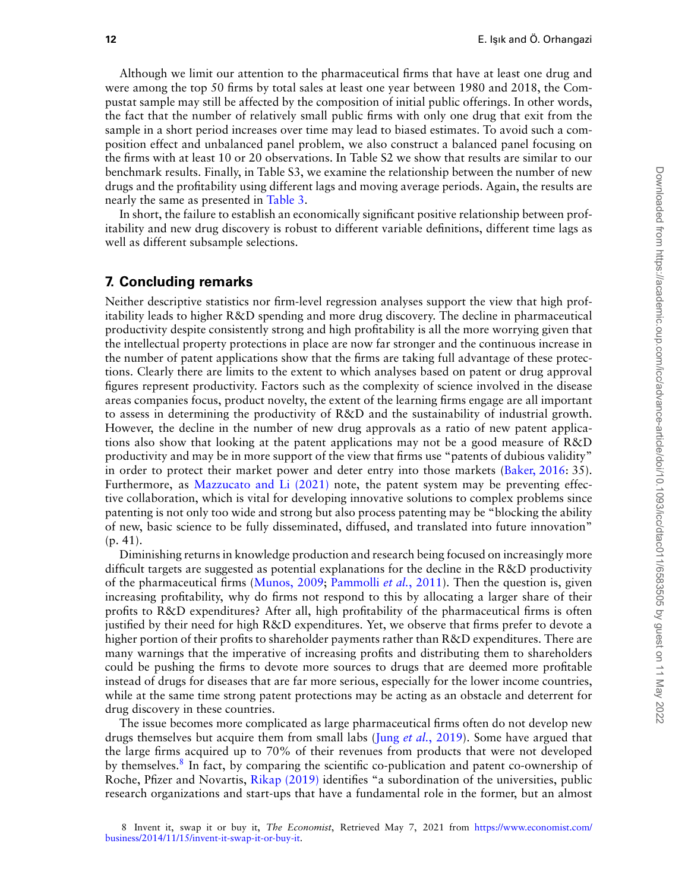Although we limit our attention to the pharmaceutical firms that have at least one drug and were among the top 50 firms by total sales at least one year between 1980 and 2018, the Compustat sample may still be affected by the composition of initial public offerings. In other words, the fact that the number of relatively small public firms with only one drug that exit from the sample in a short period increases over time may lead to biased estimates. To avoid such a composition effect and unbalanced panel problem, we also construct a balanced panel focusing on the firms with at least 10 or 20 observations. In Table S2 we show that results are similar to our benchmark results. Finally, in Table S3, we examine the relationship between the number of new drugs and the profitability using different lags and moving average periods. Again, the results are nearly the same as presented in Table 3.

In short, the failure to establish an economically significant positive relationship between profitability and new drug discovery is robust to different variable definitions, different time lags as well as different subsample selections.

## 7. Concluding remarks

Neither descriptive statistics nor firm-level regression analyses support the view that high profitability leads to higher R&D spending and more drug discovery. The decline in pharmaceutical productivity despite consistently strong and high profitability is all the more worrying given that the intellectual property protections in place are now far stronger and the continuous increase in the number of patent applications show that the firms are taking full advantage of these protections. Clearly there are limits to the extent to which analyses based on patent or drug approval figures represent productivity. Factors such as the complexity of science involved in the disease areas companies focus, product novelty, the extent of the learning firms engage are all important to assess in determining the productivity of R&D and the sustainability of industrial growth. However, the decline in the number of new drug approvals as a ratio of new patent applications also show that looking at the patent applications may not be a good measure of R&D productivity and may be in more support of the view that firms use "patents of dubious validity" in order to protect their market power and deter entry into those markets (Baker, 2016: 35). Furthermore, as Mazzucato and Li (2021) note, the patent system may be preventing effective collaboration, which is vital for developing innovative solutions to complex problems since patenting is not only too wide and strong but also process patenting may be "blocking the ability of new, basic science to be fully disseminated, diffused, and translated into future innovation" (p. 41).

Diminishing returns in knowledge production and research being focused on increasingly more difficult targets are suggested as potential explanations for the decline in the R&D productivity of the pharmaceutical firms (Munos, 2009; Pammolli *et al.*, 2011). Then the question is, given increasing profitability, why do firms not respond to this by allocating a larger share of their profits to R&D expenditures? After all, high profitability of the pharmaceutical firms is often justified by their need for high R&D expenditures. Yet, we observe that firms prefer to devote a higher portion of their profits to shareholder payments rather than R&D expenditures. There are many warnings that the imperative of increasing profits and distributing them to shareholders could be pushing the firms to devote more sources to drugs that are deemed more profitable instead of drugs for diseases that are far more serious, especially for the lower income countries, while at the same time strong patent protections may be acting as an obstacle and deterrent for drug discovery in these countries.

The issue becomes more complicated as large pharmaceutical firms often do not develop new drugs themselves but acquire them from small labs (Jung *et al.*, 2019). Some have argued that the large firms acquired up to 70% of their revenues from products that were not developed by themselves.[8] In fact, by comparing the scientific co-publication and patent co-ownership of Roche, Pfizer and Novartis, Rikap (2019) identifies "a subordination of the universities, public research organizations and start-ups that have a fundamental role in the former, but an almost

8 Invent it, swap it or buy it, *The Economist*, Retrieved May 7, 2021 from https://www.economist.com/business/2014/11/15/invent-it-swap-it-or-buy-it.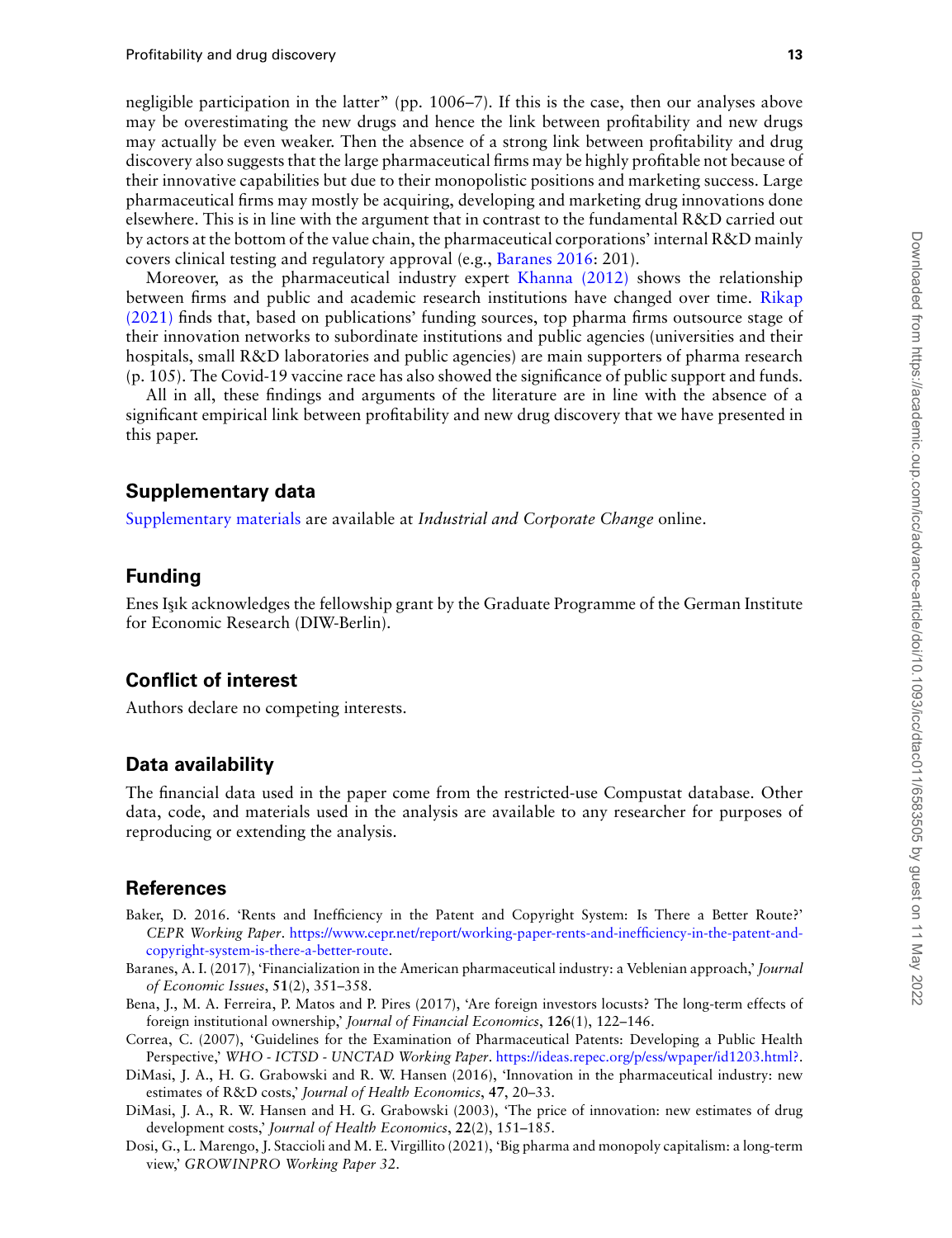negligible participation in the latter" (pp. 1006–7). If this is the case, then our analyses above may be overestimating the new drugs and hence the link between profitability and new drugs may actually be even weaker. Then the absence of a strong link between profitability and drug discovery also suggests that the large pharmaceutical firms may be highly profitable not because of their innovative capabilities but due to their monopolistic positions and marketing success. Large pharmaceutical firms may mostly be acquiring, developing and marketing drug innovations done elsewhere. This is in line with the argument that in contrast to the fundamental R&D carried out by actors at the bottom of the value chain, the pharmaceutical corporations' internal R&D mainly covers clinical testing and regulatory approval (e.g., Baranes 2016: 201).

Moreover, as the pharmaceutical industry expert Khanna (2012) shows the relationship between firms and public and academic research institutions have changed over time. Rikap (2021) finds that, based on publications' funding sources, top pharma firms outsource stage of their innovation networks to subordinate institutions and public agencies (universities and their hospitals, small R&D laboratories and public agencies) are main supporters of pharma research (p. 105). The Covid-19 vaccine race has also showed the significance of public support and funds.

All in all, these findings and arguments of the literature are in line with the absence of a significant empirical link between profitability and new drug discovery that we have presented in this paper.

## Supplementary data

Supplementary materials are available at *Industrial and Corporate Change* online.

## Funding

Enes Işık acknowledges the fellowship grant by the Graduate Programme of the German Institute for Economic Research (DIW-Berlin).

## Conflict of interest

Authors declare no competing interests.

## Data availability

The financial data used in the paper come from the restricted-use Compustat database. Other data, code, and materials used in the analysis are available to any researcher for purposes of reproducing or extending the analysis.

## References

Baker, D. 2016. 'Rents and Inefficiency in the Patent and Copyright System: Is There a Better Route?' *CEPR Working Paper*. https://www.cepr.net/report/working-paper-rents-and-inefficiency-in-the-patent-and-copyright-system-is-there-a-better-route.

Baranes, A. I. (2017), 'Financialization in the American pharmaceutical industry: a Veblenian approach,' *Journal of Economic Issues*, **51**(2), 351–358.

Bena, J., M. A. Ferreira, P. Matos and P. Pires (2017), 'Are foreign investors locusts? The long-term effects of foreign institutional ownership,' *Journal of Financial Economics*, **126**(1), 122–146.

Correa, C. (2007), 'Guidelines for the Examination of Pharmaceutical Patents: Developing a Public Health Perspective,' *WHO - ICTSD - UNCTAD Working Paper*. https://ideas.repec.org/p/ess/wpaper/id1203.html?.

DiMasi, J. A., H. G. Grabowski and R. W. Hansen (2016), 'Innovation in the pharmaceutical industry: new estimates of R&D costs,' *Journal of Health Economics*, **47**, 20–33.

DiMasi, J. A., R. W. Hansen and H. G. Grabowski (2003), 'The price of innovation: new estimates of drug development costs,' *Journal of Health Economics*, **22**(2), 151–185.

Dosi, G., L. Marengo, J. Staccioli and M. E. Virgillito (2021), 'Big pharma and monopoly capitalism: a long-term view,' *GROWINPRO Working Paper 32*.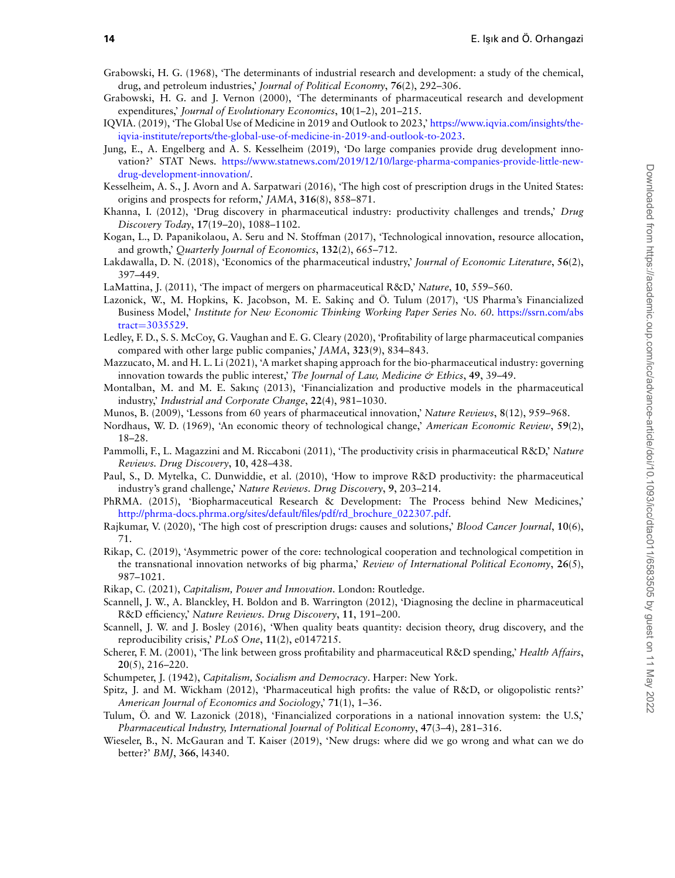Grabowski, H. G. (1968), 'The determinants of industrial research and development: a study of the chemical, drug, and petroleum industries,' *Journal of Political Economy*, **76**(2), 292–306.

Grabowski, H. G. and J. Vernon (2000), 'The determinants of pharmaceutical research and development expenditures,' *Journal of Evolutionary Economics*, **10**(1–2), 201–215.

IQVIA. (2019), 'The Global Use of Medicine in 2019 and Outlook to 2023,' https://www.iqvia.com/insights/the-iqvia-institute/reports/the-global-use-of-medicine-in-2019-and-outlook-to-2023.

Jung, E., A. Engelberg and A. S. Kesselheim (2019), 'Do large companies provide drug development innovation?' STAT News. https://www.statnews.com/2019/12/10/large-pharma-companies-provide-little-new-drug-development-innovation/.

Kesselheim, A. S., J. Avorn and A. Sarpatwari (2016), 'The high cost of prescription drugs in the United States: origins and prospects for reform,' *JAMA*, **316**(8), 858–871.

Khanna, I. (2012), 'Drug discovery in pharmaceutical industry: productivity challenges and trends,' *Drug Discovery Today*, **17**(19–20), 1088–1102.

Kogan, L., D. Papanikolaou, A. Seru and N. Stoffman (2017), 'Technological innovation, resource allocation, and growth,' *Quarterly Journal of Economics*, **132**(2), 665–712.

Lakdawalla, D. N. (2018), 'Economics of the pharmaceutical industry,' *Journal of Economic Literature*, **56**(2), 397–449.

LaMattina, J. (2011), 'The impact of mergers on pharmaceutical R&D,' *Nature*, **10**, 559–560.

Lazonick, W., M. Hopkins, K. Jacobson, M. E. Sakinç and Ö. Tulum (2017), 'US Pharma's Financialized Business Model,' *Institute for New Economic Thinking Working Paper Series No. 60*. https://ssrn.com/abstract=3035529.

Ledley, F. D., S. S. McCoy, G. Vaughan and E. G. Cleary (2020), 'Profitability of large pharmaceutical companies compared with other large public companies,' *JAMA*, **323**(9), 834–843.

Mazzucato, M. and H. L. Li (2021), 'A market shaping approach for the bio-pharmaceutical industry: governing innovation towards the public interest,' *The Journal of Law, Medicine & Ethics*, **49**, 39–49.

Montalban, M. and M. E. Sakınç (2013), 'Financialization and productive models in the pharmaceutical industry,' *Industrial and Corporate Change*, **22**(4), 981–1030.

Munos, B. (2009), 'Lessons from 60 years of pharmaceutical innovation,' *Nature Reviews*, **8**(12), 959–968.

Nordhaus, W. D. (1969), 'An economic theory of technological change,' *American Economic Review*, **59**(2), 18–28.

Pammolli, F., L. Magazzini and M. Riccaboni (2011), 'The productivity crisis in pharmaceutical R&D,' *Nature Reviews. Drug Discovery*, **10**, 428–438.

Paul, S., D. Mytelka, C. Dunwiddie, et al. (2010), 'How to improve R&D productivity: the pharmaceutical industry's grand challenge,' *Nature Reviews. Drug Discovery*, **9**, 203–214.

PhRMA. (2015), 'Biopharmaceutical Research & Development: The Process behind New Medicines,' http://phrma-docs.phrma.org/sites/default/files/pdf/rd_brochure_022307.pdf.

Rajkumar, V. (2020), 'The high cost of prescription drugs: causes and solutions,' *Blood Cancer Journal*, **10**(6), 71.

Rikap, C. (2019), 'Asymmetric power of the core: technological cooperation and technological competition in the transnational innovation networks of big pharma,' *Review of International Political Economy*, **26**(5), 987–1021.

Rikap, C. (2021), *Capitalism, Power and Innovation*. London: Routledge.

Scannell, J. W., A. Blanckley, H. Boldon and B. Warrington (2012), 'Diagnosing the decline in pharmaceutical R&D efficiency,' *Nature Reviews. Drug Discovery*, **11**, 191–200.

Scannell, J. W. and J. Bosley (2016), 'When quality beats quantity: decision theory, drug discovery, and the reproducibility crisis,' *PLoS One*, **11**(2), e0147215.

Scherer, F. M. (2001), 'The link between gross profitability and pharmaceutical R&D spending,' *Health Affairs*, **20**(5), 216–220.

Schumpeter, J. (1942), *Capitalism, Socialism and Democracy*. Harper: New York.

Spitz, J. and M. Wickham (2012), 'Pharmaceutical high profits: the value of R&D, or oligopolistic rents?' *American Journal of Economics and Sociology*,' **71**(1), 1–36.

Tulum, Ö. and W. Lazonick (2018), 'Financialized corporations in a national innovation system: the U.S,' *Pharmaceutical Industry, International Journal of Political Economy*, **47**(3–4), 281–316.

Wieseler, B., N. McGauran and T. Kaiser (2019), 'New drugs: where did we go wrong and what can we do better?' *BMJ*, **366**, l4340.